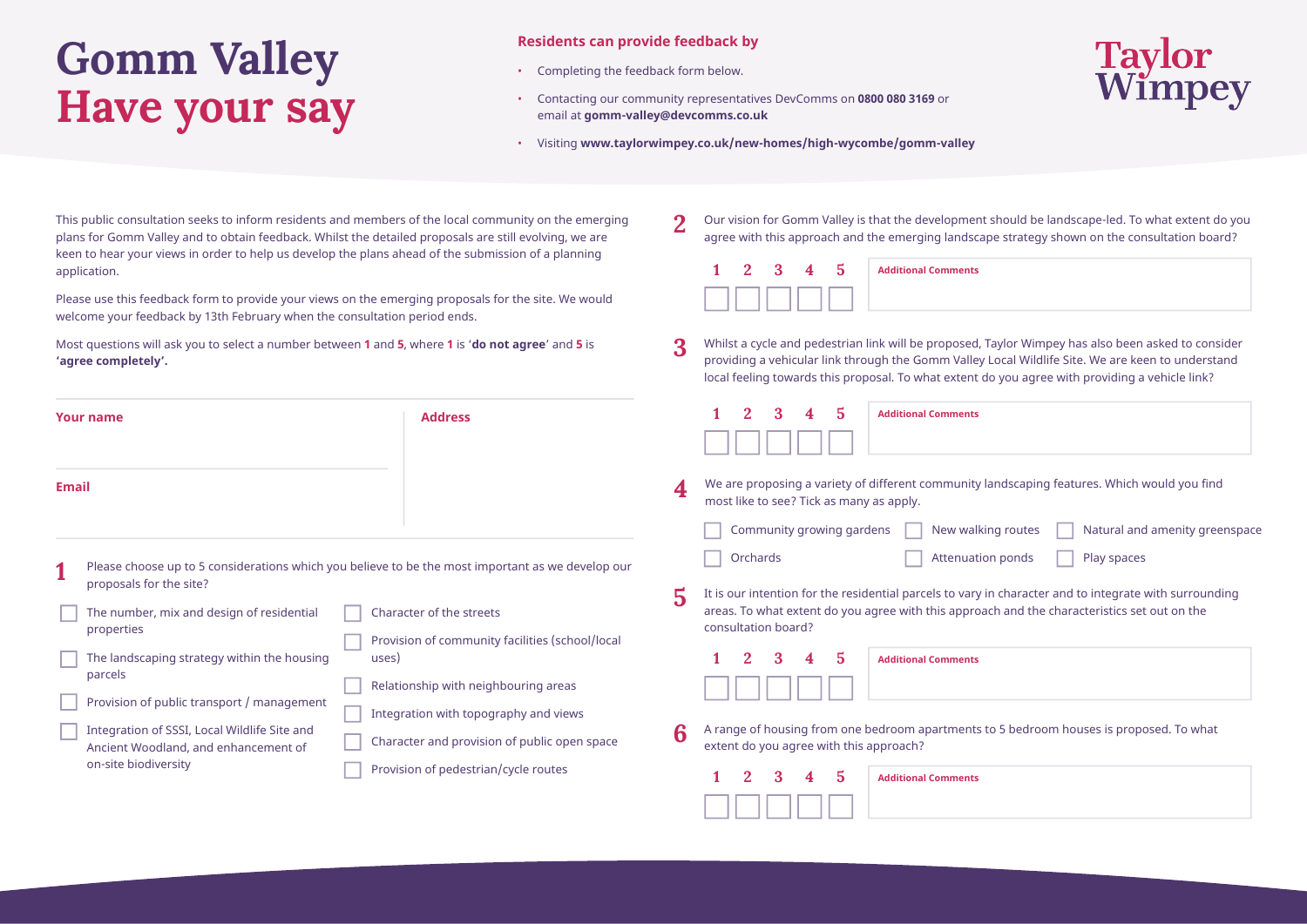# Gomm Valley
# Have your say

**Residents can provide feedback by**

- Completing the feedback form below.
- Contacting our community representatives DevComms on **0800 080 3169** or email at **gomm-valley@devcomms.co.uk**
- Visiting **www.taylorwimpey.co.uk/new-homes/high-wycombe/gomm-valley**

Taylor Wimpey

This public consultation seeks to inform residents and members of the local community on the emerging plans for Gomm Valley and to obtain feedback. Whilst the detailed proposals are still evolving, we are keen to hear your views in order to help us develop the plans ahead of the submission of a planning application.

Please use this feedback form to provide your views on the emerging proposals for the site. We would welcome your feedback by 13th February when the consultation period ends.

Most questions will ask you to select a number between **1** and **5**, where **1** is '**do not agree**' and **5** is **'agree completely'.**

**Your name**

**Email**

**Address**

**1** Please choose up to 5 considerations which you believe to be the most important as we develop our proposals for the site?

- ☐ The number, mix and design of residential properties
- ☐ The landscaping strategy within the housing parcels
- ☐ Provision of public transport / management
- ☐ Integration of SSSI, Local Wildlife Site and Ancient Woodland, and enhancement of on-site biodiversity
- ☐ Character of the streets
- ☐ Provision of community facilities (school/local uses)
- ☐ Relationship with neighbouring areas
- ☐ Integration with topography and views
- ☐ Character and provision of public open space
- ☐ Provision of pedestrian/cycle routes

**2** Our vision for Gomm Valley is that the development should be landscape-led. To what extent do you agree with this approach and the emerging landscape strategy shown on the consultation board?

1 ☐ 2 ☐ 3 ☐ 4 ☐ 5 ☐

**Additional Comments**

**3** Whilst a cycle and pedestrian link will be proposed, Taylor Wimpey has also been asked to consider providing a vehicular link through the Gomm Valley Local Wildlife Site. We are keen to understand local feeling towards this proposal. To what extent do you agree with providing a vehicle link?

1 ☐ 2 ☐ 3 ☐ 4 ☐ 5 ☐

**Additional Comments**

**4** We are proposing a variety of different community landscaping features. Which would you find most like to see? Tick as many as apply.

- ☐ Community growing gardens
- ☐ New walking routes
- ☐ Natural and amenity greenspace
- ☐ Orchards
- ☐ Attenuation ponds
- ☐ Play spaces

**5** It is our intention for the residential parcels to vary in character and to integrate with surrounding areas. To what extent do you agree with this approach and the characteristics set out on the consultation board?

1 ☐ 2 ☐ 3 ☐ 4 ☐ 5 ☐

**Additional Comments**

**6** A range of housing from one bedroom apartments to 5 bedroom houses is proposed. To what extent do you agree with this approach?

1 ☐ 2 ☐ 3 ☐ 4 ☐ 5 ☐

**Additional Comments**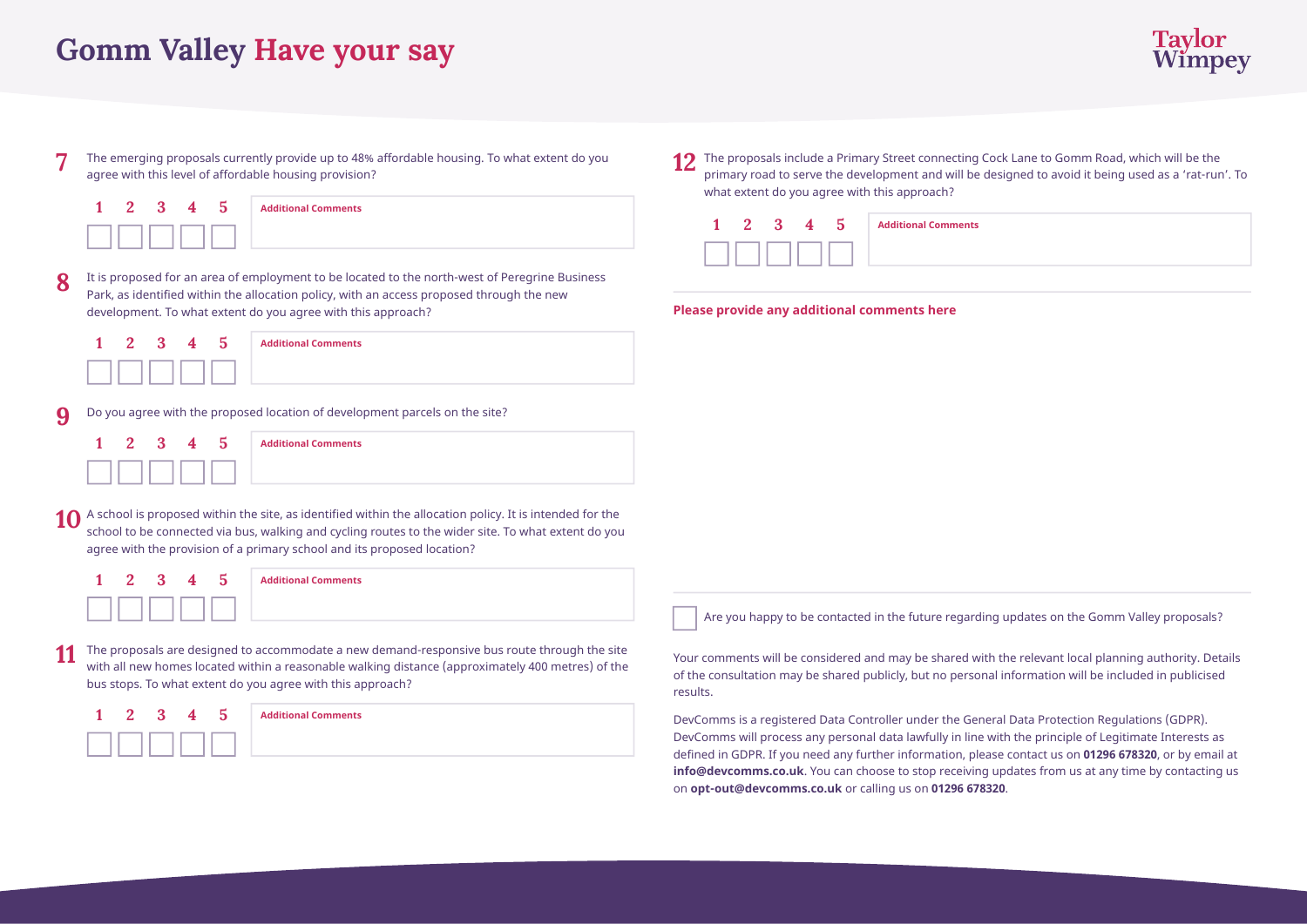# Gomm Valley Have your say

**7** The emerging proposals currently provide up to 48% affordable housing. To what extent do you agree with this level of affordable housing provision?

1 2 3 4 5

**Additional Comments**

**8** It is proposed for an area of employment to be located to the north-west of Peregrine Business Park, as identified within the allocation policy, with an access proposed through the new development. To what extent do you agree with this approach?

1 2 3 4 5

**Additional Comments**

**9** Do you agree with the proposed location of development parcels on the site?

1 2 3 4 5

**Additional Comments**

**10** A school is proposed within the site, as identified within the allocation policy. It is intended for the school to be connected via bus, walking and cycling routes to the wider site. To what extent do you agree with the provision of a primary school and its proposed location?

1 2 3 4 5

**Additional Comments**

**11** The proposals are designed to accommodate a new demand-responsive bus route through the site with all new homes located within a reasonable walking distance (approximately 400 metres) of the bus stops. To what extent do you agree with this approach?

1 2 3 4 5

**Additional Comments**

**12** The proposals include a Primary Street connecting Cock Lane to Gomm Road, which will be the primary road to serve the development and will be designed to avoid it being used as a 'rat-run'. To what extent do you agree with this approach?

1 2 3 4 5

**Additional Comments**

**Please provide any additional comments here**

☐ Are you happy to be contacted in the future regarding updates on the Gomm Valley proposals?

Your comments will be considered and may be shared with the relevant local planning authority. Details of the consultation may be shared publicly, but no personal information will be included in publicised results.

DevComms is a registered Data Controller under the General Data Protection Regulations (GDPR). DevComms will process any personal data lawfully in line with the principle of Legitimate Interests as defined in GDPR. If you need any further information, please contact us on **01296 678320**, or by email at **info@devcomms.co.uk**. You can choose to stop receiving updates from us at any time by contacting us on **opt-out@devcomms.co.uk** or calling us on **01296 678320**.